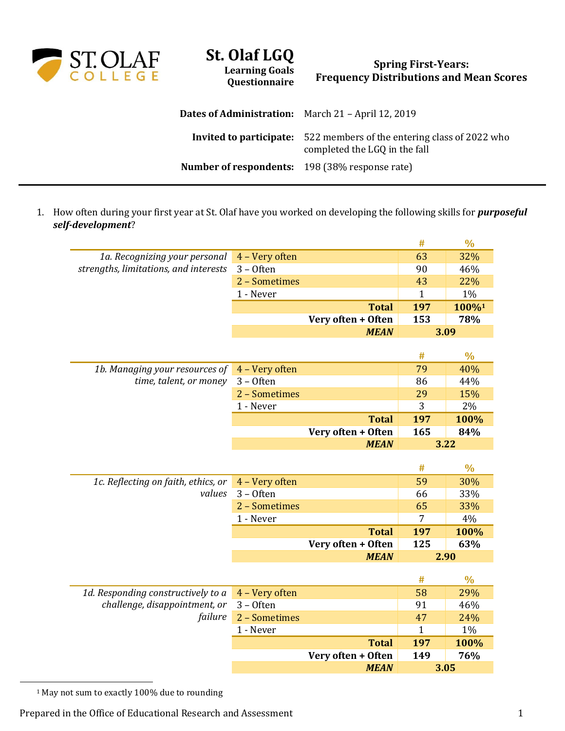# St. Olaf LGQ

**Learning Goals Questionnaire**

**Spring First-Years: Frequency Distributions and Mean Scores**

**Dates of Administration:** March 21 – April 12, 2019

**Invited to participate:** 522 members of the entering class of 2022 who completed the LGQ in the fall

**Number of respondents:** 198 (38% response rate)

---

1. How often during your first year at St. Olaf have you worked on developing the following skills for ***purposeful self-development***?

| | | # | % |
|---|---|---|---|
| *1a. Recognizing your personal strengths, limitations, and interests* | 4 – Very often | 63 | 32% |
| | 3 – Often | 90 | 46% |
| | 2 – Sometimes | 43 | 22% |
| | 1 - Never | 1 | 1% |
| | **Total** | **197** | **100%[1]** |
| | **Very often + Often** | **153** | **78%** |
| | ***MEAN*** | **3.09** | |

| | | # | % |
|---|---|---|---|
| *1b. Managing your resources of time, talent, or money* | 4 – Very often | 79 | 40% |
| | 3 – Often | 86 | 44% |
| | 2 – Sometimes | 29 | 15% |
| | 1 - Never | 3 | 2% |
| | **Total** | **197** | **100%** |
| | **Very often + Often** | **165** | **84%** |
| | ***MEAN*** | **3.22** | |

| | | # | % |
|---|---|---|---|
| *1c. Reflecting on faith, ethics, or values* | 4 – Very often | 59 | 30% |
| | 3 – Often | 66 | 33% |
| | 2 – Sometimes | 65 | 33% |
| | 1 - Never | 7 | 4% |
| | **Total** | **197** | **100%** |
| | **Very often + Often** | **125** | **63%** |
| | ***MEAN*** | **2.90** | |

| | | # | % |
|---|---|---|---|
| *1d. Responding constructively to a challenge, disappointment, or failure* | 4 – Very often | 58 | 29% |
| | 3 – Often | 91 | 46% |
| | 2 – Sometimes | 47 | 24% |
| | 1 - Never | 1 | 1% |
| | **Total** | **197** | **100%** |
| | **Very often + Often** | **149** | **76%** |
| | ***MEAN*** | **3.05** | |

[1] May not sum to exactly 100% due to rounding

Prepared in the Office of Educational Research and Assessment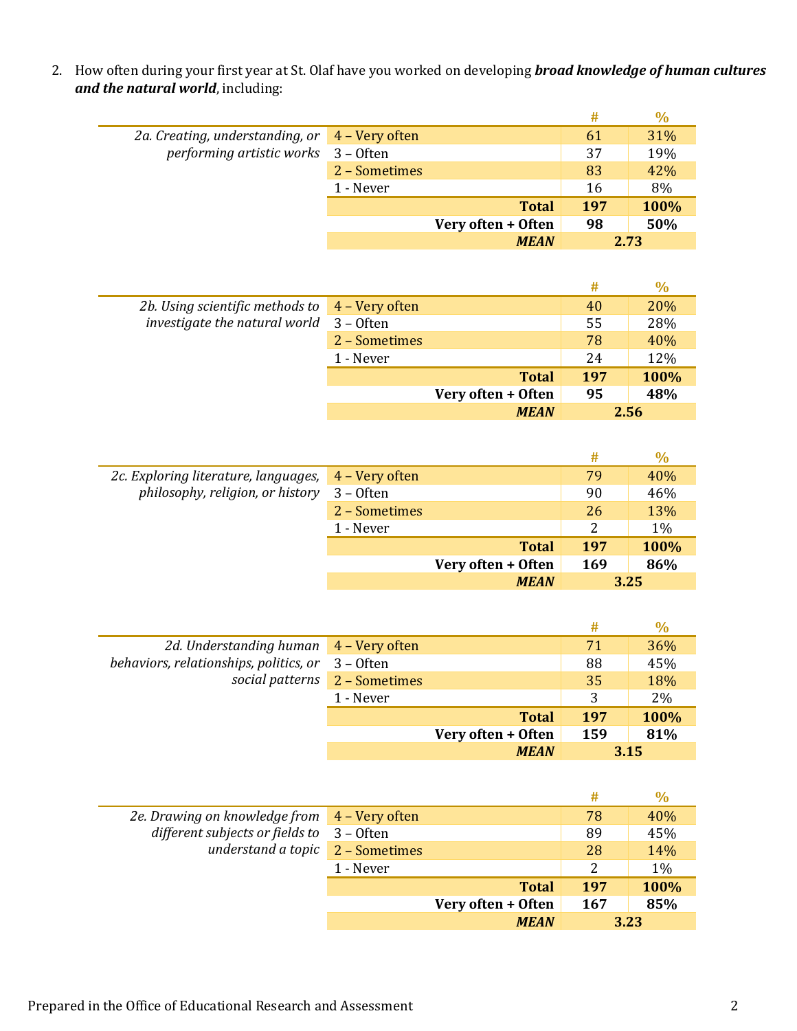2. How often during your first year at St. Olaf have you worked on developing ***broad knowledge of human cultures and the natural world***, including:

| | | # | % |
|---|---|---|---|
| *2a. Creating, understanding, or performing artistic works* | 4 – Very often | 61 | 31% |
| | 3 – Often | 37 | 19% |
| | 2 – Sometimes | 83 | 42% |
| | 1 - Never | 16 | 8% |
| | **Total** | **197** | **100%** |
| | **Very often + Often** | **98** | **50%** |
| | ***MEAN*** | **2.73** | |

| | | # | % |
|---|---|---|---|
| *2b. Using scientific methods to investigate the natural world* | 4 – Very often | 40 | 20% |
| | 3 – Often | 55 | 28% |
| | 2 – Sometimes | 78 | 40% |
| | 1 - Never | 24 | 12% |
| | **Total** | **197** | **100%** |
| | **Very often + Often** | **95** | **48%** |
| | ***MEAN*** | **2.56** | |

| | | # | % |
|---|---|---|---|
| *2c. Exploring literature, languages, philosophy, religion, or history* | 4 – Very often | 79 | 40% |
| | 3 – Often | 90 | 46% |
| | 2 – Sometimes | 26 | 13% |
| | 1 - Never | 2 | 1% |
| | **Total** | **197** | **100%** |
| | **Very often + Often** | **169** | **86%** |
| | ***MEAN*** | **3.25** | |

| | | # | % |
|---|---|---|---|
| *2d. Understanding human behaviors, relationships, politics, or social patterns* | 4 – Very often | 71 | 36% |
| | 3 – Often | 88 | 45% |
| | 2 – Sometimes | 35 | 18% |
| | 1 - Never | 3 | 2% |
| | **Total** | **197** | **100%** |
| | **Very often + Often** | **159** | **81%** |
| | ***MEAN*** | **3.15** | |

| | | # | % |
|---|---|---|---|
| *2e. Drawing on knowledge from different subjects or fields to understand a topic* | 4 – Very often | 78 | 40% |
| | 3 – Often | 89 | 45% |
| | 2 – Sometimes | 28 | 14% |
| | 1 - Never | 2 | 1% |
| | **Total** | **197** | **100%** |
| | **Very often + Often** | **167** | **85%** |
| | ***MEAN*** | **3.23** | |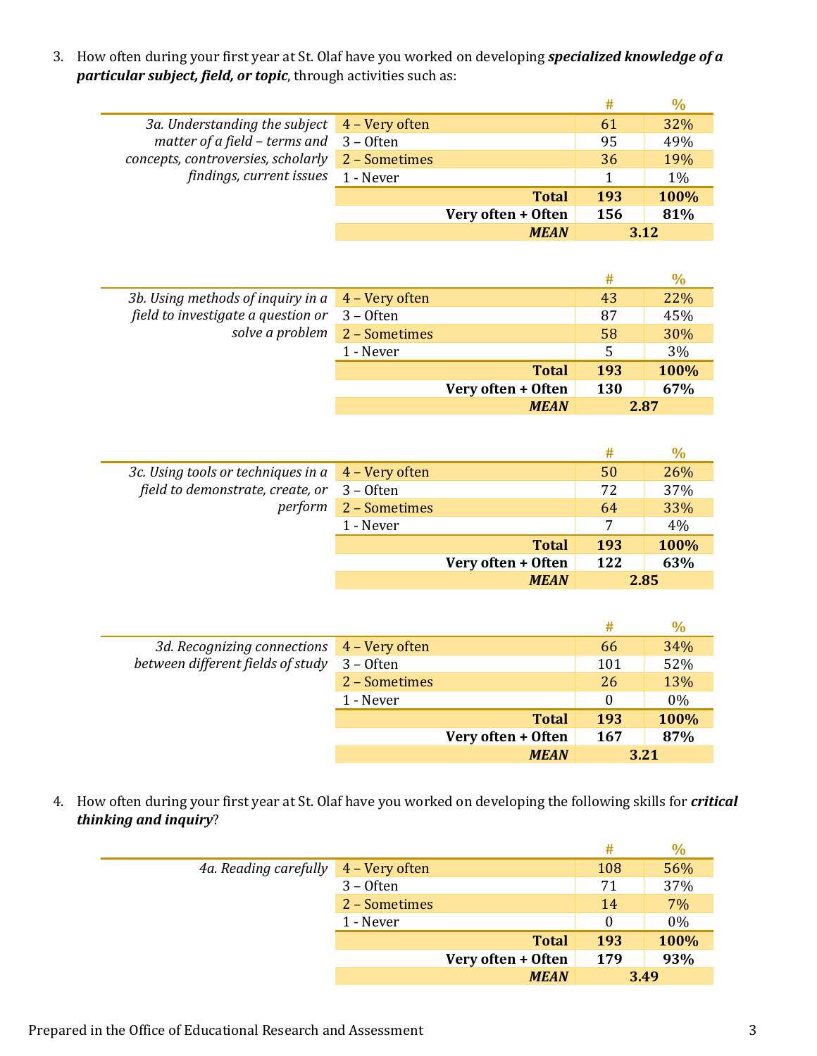3. How often during your first year at St. Olaf have you worked on developing ***specialized knowledge of a particular subject, field, or topic***, through activities such as:

| | | # | % |
|---|---|---|---|
| *3a. Understanding the subject matter of a field – terms and concepts, controversies, scholarly findings, current issues* | 4 – Very often | 61 | 32% |
| | 3 – Often | 95 | 49% |
| | 2 – Sometimes | 36 | 19% |
| | 1 - Never | 1 | 1% |
| | **Total** | **193** | **100%** |
| | **Very often + Often** | **156** | **81%** |
| | ***MEAN*** | **3.12** | |

| | | # | % |
|---|---|---|---|
| *3b. Using methods of inquiry in a field to investigate a question or solve a problem* | 4 – Very often | 43 | 22% |
| | 3 – Often | 87 | 45% |
| | 2 – Sometimes | 58 | 30% |
| | 1 - Never | 5 | 3% |
| | **Total** | **193** | **100%** |
| | **Very often + Often** | **130** | **67%** |
| | ***MEAN*** | **2.87** | |

| | | # | % |
|---|---|---|---|
| *3c. Using tools or techniques in a field to demonstrate, create, or perform* | 4 – Very often | 50 | 26% |
| | 3 – Often | 72 | 37% |
| | 2 – Sometimes | 64 | 33% |
| | 1 - Never | 7 | 4% |
| | **Total** | **193** | **100%** |
| | **Very often + Often** | **122** | **63%** |
| | ***MEAN*** | **2.85** | |

| | | # | % |
|---|---|---|---|
| *3d. Recognizing connections between different fields of study* | 4 – Very often | 66 | 34% |
| | 3 – Often | 101 | 52% |
| | 2 – Sometimes | 26 | 13% |
| | 1 - Never | 0 | 0% |
| | **Total** | **193** | **100%** |
| | **Very often + Often** | **167** | **87%** |
| | ***MEAN*** | **3.21** | |

4. How often during your first year at St. Olaf have you worked on developing the following skills for ***critical thinking and inquiry***?

| | | # | % |
|---|---|---|---|
| *4a. Reading carefully* | 4 – Very often | 108 | 56% |
| | 3 – Often | 71 | 37% |
| | 2 – Sometimes | 14 | 7% |
| | 1 - Never | 0 | 0% |
| | **Total** | **193** | **100%** |
| | **Very often + Often** | **179** | **93%** |
| | ***MEAN*** | **3.49** | |

Prepared in the Office of Educational Research and Assessment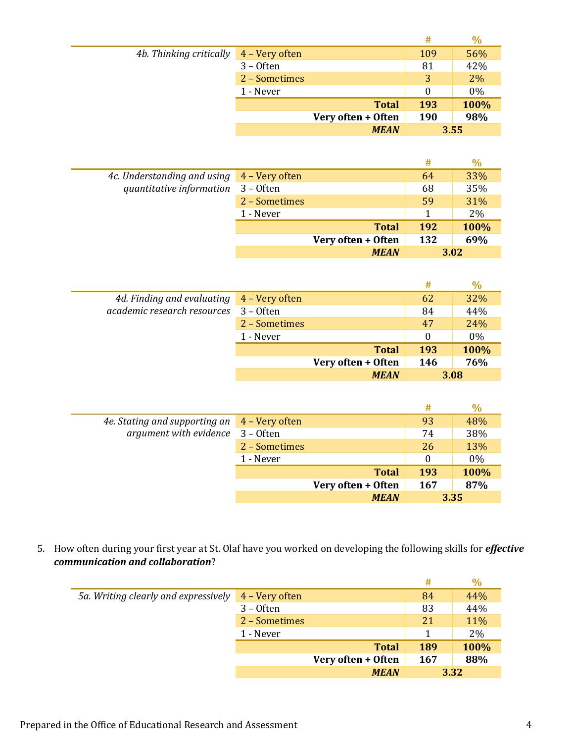| | | # | % |
|---|---|---|---|
| *4b. Thinking critically* | 4 – Very often | 109 | 56% |
| | 3 – Often | 81 | 42% |
| | 2 – Sometimes | 3 | 2% |
| | 1 - Never | 0 | 0% |
| | **Total** | **193** | **100%** |
| | **Very often + Often** | **190** | **98%** |
| | ***MEAN*** | **3.55** | |

| | | # | % |
|---|---|---|---|
| *4c. Understanding and using quantitative information* | 4 – Very often | 64 | 33% |
| | 3 – Often | 68 | 35% |
| | 2 – Sometimes | 59 | 31% |
| | 1 - Never | 1 | 2% |
| | **Total** | **192** | **100%** |
| | **Very often + Often** | **132** | **69%** |
| | ***MEAN*** | **3.02** | |

| | | # | % |
|---|---|---|---|
| *4d. Finding and evaluating academic research resources* | 4 – Very often | 62 | 32% |
| | 3 – Often | 84 | 44% |
| | 2 – Sometimes | 47 | 24% |
| | 1 - Never | 0 | 0% |
| | **Total** | **193** | **100%** |
| | **Very often + Often** | **146** | **76%** |
| | ***MEAN*** | **3.08** | |

| | | # | % |
|---|---|---|---|
| *4e. Stating and supporting an argument with evidence* | 4 – Very often | 93 | 48% |
| | 3 – Often | 74 | 38% |
| | 2 – Sometimes | 26 | 13% |
| | 1 - Never | 0 | 0% |
| | **Total** | **193** | **100%** |
| | **Very often + Often** | **167** | **87%** |
| | ***MEAN*** | **3.35** | |

5. How often during your first year at St. Olaf have you worked on developing the following skills for ***effective communication and collaboration***?

| | | # | % |
|---|---|---|---|
| *5a. Writing clearly and expressively* | 4 – Very often | 84 | 44% |
| | 3 – Often | 83 | 44% |
| | 2 – Sometimes | 21 | 11% |
| | 1 - Never | 1 | 2% |
| | **Total** | **189** | **100%** |
| | **Very often + Often** | **167** | **88%** |
| | ***MEAN*** | **3.32** | |

Prepared in the Office of Educational Research and Assessment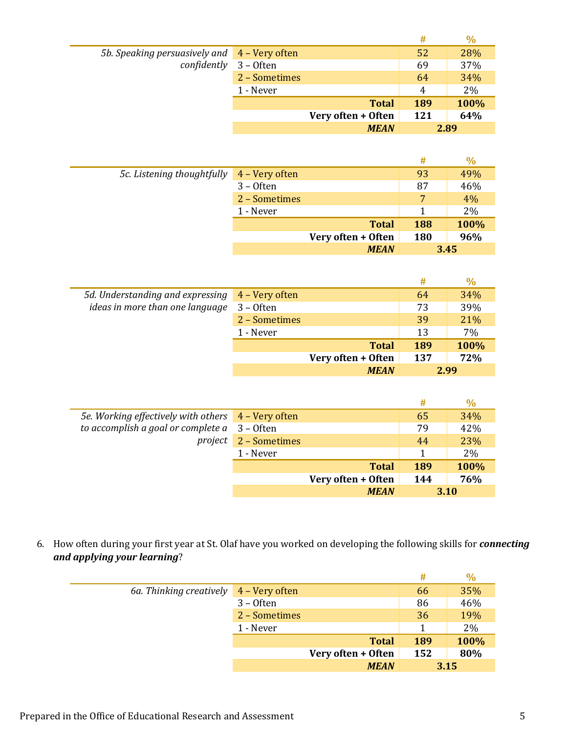| | | # | % |
|---|---|---|---|
| *5b. Speaking persuasively and confidently* | 4 – Very often | 52 | 28% |
| | 3 – Often | 69 | 37% |
| | 2 – Sometimes | 64 | 34% |
| | 1 - Never | 4 | 2% |
| | **Total** | **189** | **100%** |
| | **Very often + Often** | **121** | **64%** |
| | ***MEAN*** | **2.89** | |

| | | # | % |
|---|---|---|---|
| *5c. Listening thoughtfully* | 4 – Very often | 93 | 49% |
| | 3 – Often | 87 | 46% |
| | 2 – Sometimes | 7 | 4% |
| | 1 - Never | 1 | 2% |
| | **Total** | **188** | **100%** |
| | **Very often + Often** | **180** | **96%** |
| | ***MEAN*** | **3.45** | |

| | | # | % |
|---|---|---|---|
| *5d. Understanding and expressing ideas in more than one language* | 4 – Very often | 64 | 34% |
| | 3 – Often | 73 | 39% |
| | 2 – Sometimes | 39 | 21% |
| | 1 - Never | 13 | 7% |
| | **Total** | **189** | **100%** |
| | **Very often + Often** | **137** | **72%** |
| | ***MEAN*** | **2.99** | |

| | | # | % |
|---|---|---|---|
| *5e. Working effectively with others to accomplish a goal or complete a project* | 4 – Very often | 65 | 34% |
| | 3 – Often | 79 | 42% |
| | 2 – Sometimes | 44 | 23% |
| | 1 - Never | 1 | 2% |
| | **Total** | **189** | **100%** |
| | **Very often + Often** | **144** | **76%** |
| | ***MEAN*** | **3.10** | |

6. How often during your first year at St. Olaf have you worked on developing the following skills for ***connecting and applying your learning***?

| | | # | % |
|---|---|---|---|
| *6a. Thinking creatively* | 4 – Very often | 66 | 35% |
| | 3 – Often | 86 | 46% |
| | 2 – Sometimes | 36 | 19% |
| | 1 - Never | 1 | 2% |
| | **Total** | **189** | **100%** |
| | **Very often + Often** | **152** | **80%** |
| | ***MEAN*** | **3.15** | |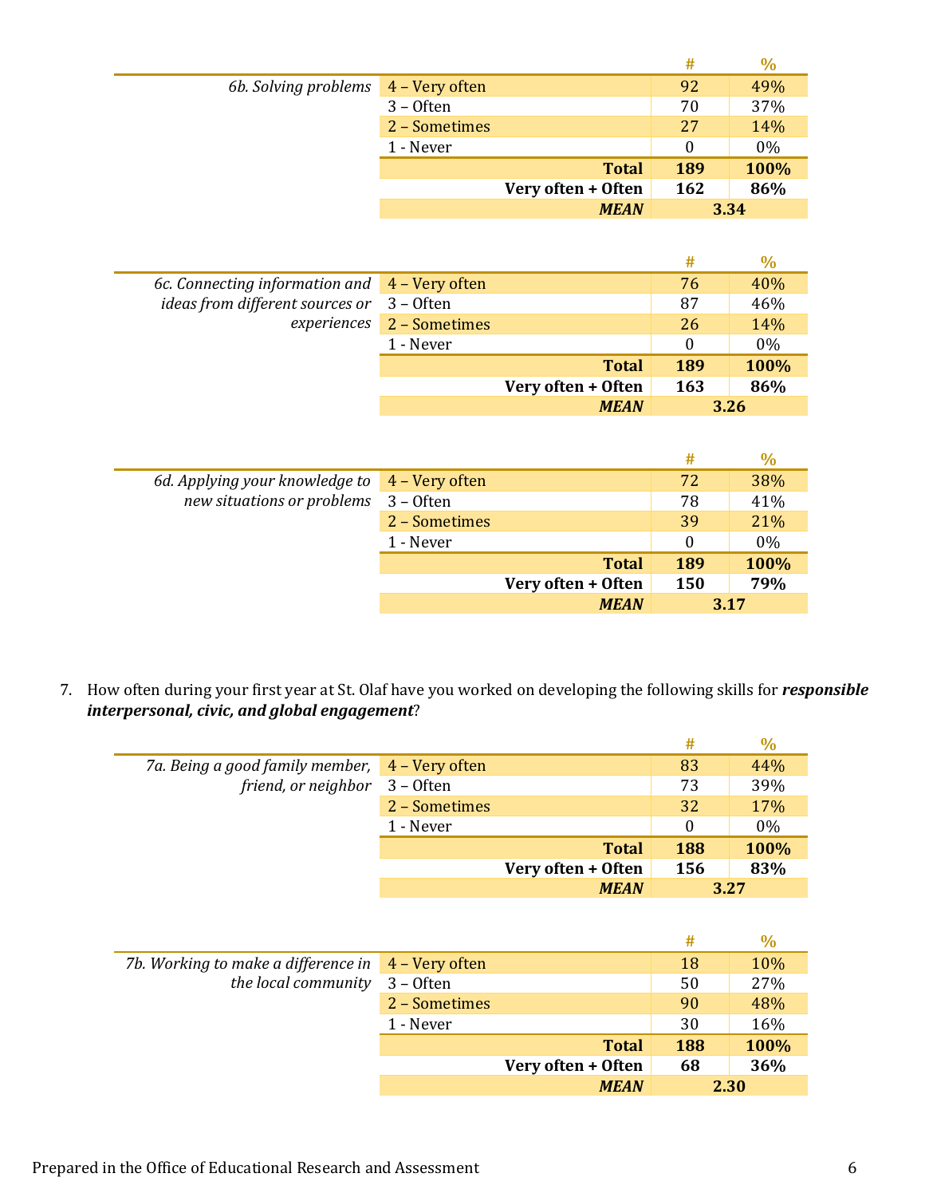| | | # | % |
|---|---|---|---|
| *6b. Solving problems* | 4 – Very often | 92 | 49% |
| | 3 – Often | 70 | 37% |
| | 2 – Sometimes | 27 | 14% |
| | 1 - Never | 0 | 0% |
| | **Total** | **189** | **100%** |
| | **Very often + Often** | **162** | **86%** |
| | ***MEAN*** | **3.34** | |

| | | # | % |
|---|---|---|---|
| *6c. Connecting information and ideas from different sources or experiences* | 4 – Very often | 76 | 40% |
| | 3 – Often | 87 | 46% |
| | 2 – Sometimes | 26 | 14% |
| | 1 - Never | 0 | 0% |
| | **Total** | **189** | **100%** |
| | **Very often + Often** | **163** | **86%** |
| | ***MEAN*** | **3.26** | |

| | | # | % |
|---|---|---|---|
| *6d. Applying your knowledge to new situations or problems* | 4 – Very often | 72 | 38% |
| | 3 – Often | 78 | 41% |
| | 2 – Sometimes | 39 | 21% |
| | 1 - Never | 0 | 0% |
| | **Total** | **189** | **100%** |
| | **Very often + Often** | **150** | **79%** |
| | ***MEAN*** | **3.17** | |

7. How often during your first year at St. Olaf have you worked on developing the following skills for ***responsible interpersonal, civic, and global engagement***?

| | | # | % |
|---|---|---|---|
| *7a. Being a good family member, friend, or neighbor* | 4 – Very often | 83 | 44% |
| | 3 – Often | 73 | 39% |
| | 2 – Sometimes | 32 | 17% |
| | 1 - Never | 0 | 0% |
| | **Total** | **188** | **100%** |
| | **Very often + Often** | **156** | **83%** |
| | ***MEAN*** | **3.27** | |

| | | # | % |
|---|---|---|---|
| *7b. Working to make a difference in the local community* | 4 – Very often | 18 | 10% |
| | 3 – Often | 50 | 27% |
| | 2 – Sometimes | 90 | 48% |
| | 1 - Never | 30 | 16% |
| | **Total** | **188** | **100%** |
| | **Very often + Often** | **68** | **36%** |
| | ***MEAN*** | **2.30** | |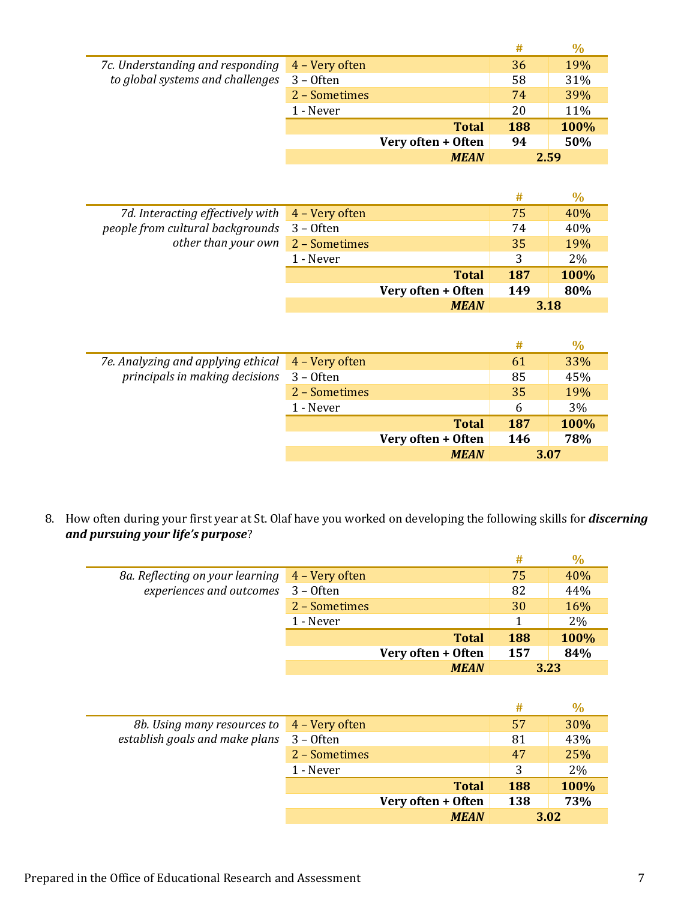| | | # | % |
|---|---|---|---|
| *7c. Understanding and responding to global systems and challenges* | 4 – Very often | 36 | 19% |
| | 3 – Often | 58 | 31% |
| | 2 – Sometimes | 74 | 39% |
| | 1 - Never | 20 | 11% |
| | **Total** | **188** | **100%** |
| | **Very often + Often** | **94** | **50%** |
| | ***MEAN*** | **2.59** | |

| | | # | % |
|---|---|---|---|
| *7d. Interacting effectively with people from cultural backgrounds other than your own* | 4 – Very often | 75 | 40% |
| | 3 – Often | 74 | 40% |
| | 2 – Sometimes | 35 | 19% |
| | 1 - Never | 3 | 2% |
| | **Total** | **187** | **100%** |
| | **Very often + Often** | **149** | **80%** |
| | ***MEAN*** | **3.18** | |

| | | # | % |
|---|---|---|---|
| *7e. Analyzing and applying ethical principals in making decisions* | 4 – Very often | 61 | 33% |
| | 3 – Often | 85 | 45% |
| | 2 – Sometimes | 35 | 19% |
| | 1 - Never | 6 | 3% |
| | **Total** | **187** | **100%** |
| | **Very often + Often** | **146** | **78%** |
| | ***MEAN*** | **3.07** | |

8. How often during your first year at St. Olaf have you worked on developing the following skills for ***discerning and pursuing your life's purpose***?

| | | # | % |
|---|---|---|---|
| *8a. Reflecting on your learning experiences and outcomes* | 4 – Very often | 75 | 40% |
| | 3 – Often | 82 | 44% |
| | 2 – Sometimes | 30 | 16% |
| | 1 - Never | 1 | 2% |
| | **Total** | **188** | **100%** |
| | **Very often + Often** | **157** | **84%** |
| | ***MEAN*** | **3.23** | |

| | | # | % |
|---|---|---|---|
| *8b. Using many resources to establish goals and make plans* | 4 – Very often | 57 | 30% |
| | 3 – Often | 81 | 43% |
| | 2 – Sometimes | 47 | 25% |
| | 1 - Never | 3 | 2% |
| | **Total** | **188** | **100%** |
| | **Very often + Often** | **138** | **73%** |
| | ***MEAN*** | **3.02** | |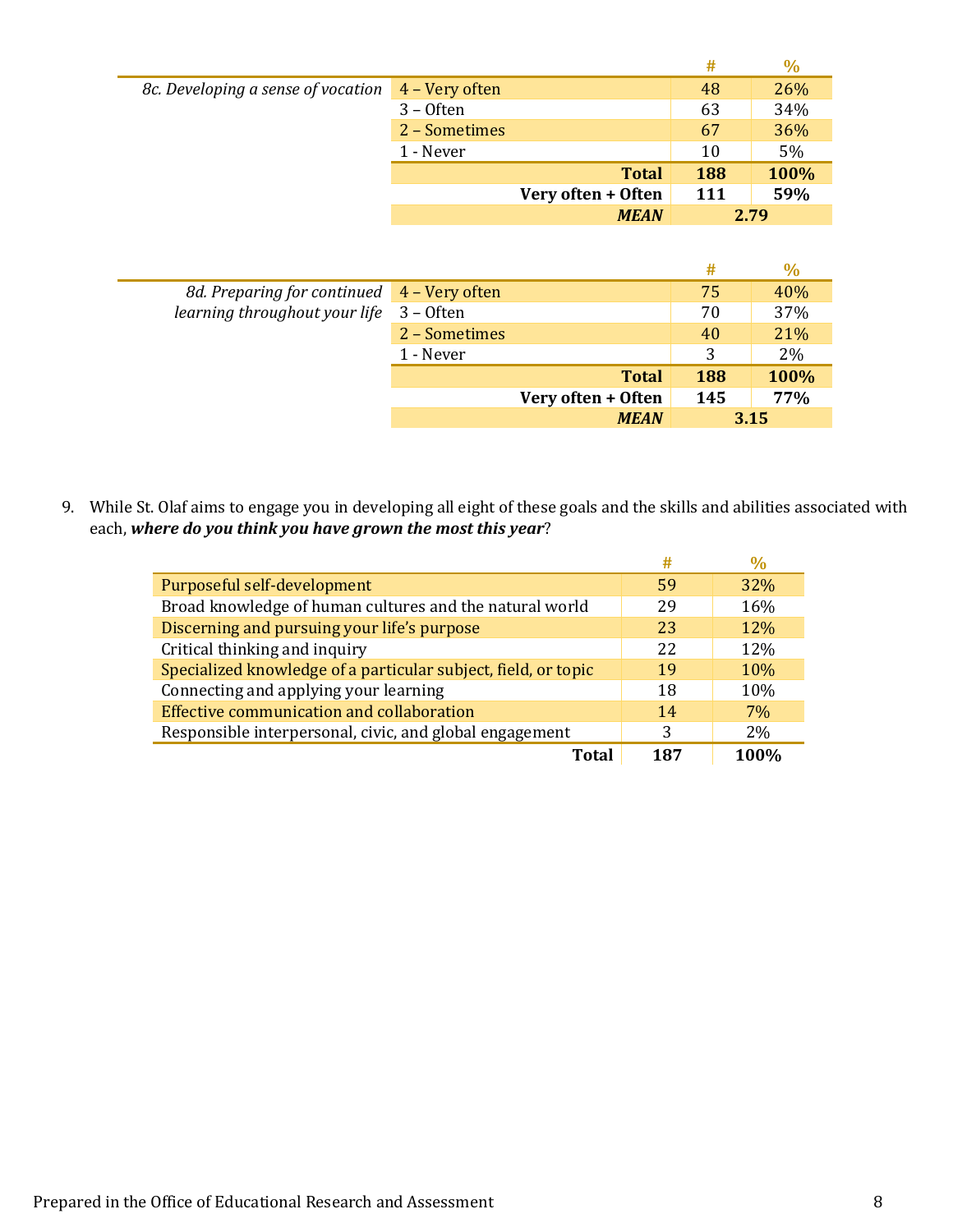| 8c. Developing a sense of vocation | | # | % |
|---|---|---|---|
| | 4 – Very often | 48 | 26% |
| | 3 – Often | 63 | 34% |
| | 2 – Sometimes | 67 | 36% |
| | 1 - Never | 10 | 5% |
| | **Total** | **188** | **100%** |
| | **Very often + Often** | **111** | **59%** |
| | ***MEAN*** | **2.79** | |

| 8d. Preparing for continued learning throughout your life | | # | % |
|---|---|---|---|
| | 4 – Very often | 75 | 40% |
| | 3 – Often | 70 | 37% |
| | 2 – Sometimes | 40 | 21% |
| | 1 - Never | 3 | 2% |
| | **Total** | **188** | **100%** |
| | **Very often + Often** | **145** | **77%** |
| | ***MEAN*** | **3.15** | |

9. While St. Olaf aims to engage you in developing all eight of these goals and the skills and abilities associated with each, ***where do you think you have grown the most this year***?

| | # | % |
|---|---|---|
| Purposeful self-development | 59 | 32% |
| Broad knowledge of human cultures and the natural world | 29 | 16% |
| Discerning and pursuing your life's purpose | 23 | 12% |
| Critical thinking and inquiry | 22 | 12% |
| Specialized knowledge of a particular subject, field, or topic | 19 | 10% |
| Connecting and applying your learning | 18 | 10% |
| Effective communication and collaboration | 14 | 7% |
| Responsible interpersonal, civic, and global engagement | 3 | 2% |
| **Total** | **187** | **100%** |